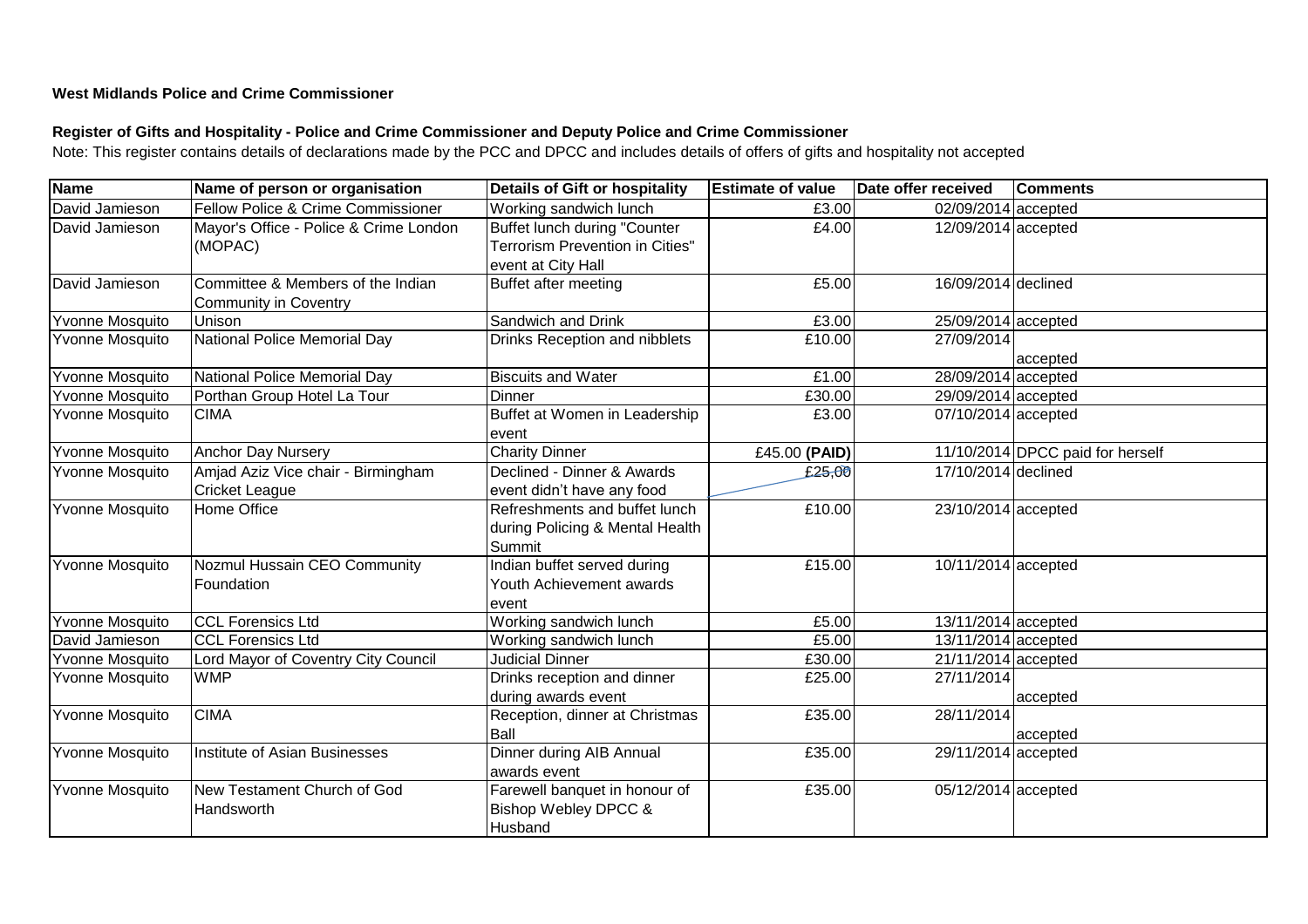**West Midlands Police and Crime Commissioner**

**Register of Gifts and Hospitality - Police and Crime Commissioner and Deputy Police and Crime Commissioner**

Note: This register contains details of declarations made by the PCC and DPCC and includes details of offers of gifts and hospitality not accepted

| Name | Name of person or organisation | Details of Gift or hospitality | Estimate of value | Date offer received | Comments |
|---|---|---|---|---|---|
| David Jamieson | Fellow Police & Crime Commissioner | Working sandwich lunch | £3.00 | 02/09/2014 | accepted |
| David Jamieson | Mayor's Office - Police & Crime London (MOPAC) | Buffet lunch during "Counter Terrorism Prevention in Cities" event at City Hall | £4.00 | 12/09/2014 | accepted |
| David Jamieson | Committee & Members of the Indian Community in Coventry | Buffet after meeting | £5.00 | 16/09/2014 | declined |
| Yvonne Mosquito | Unison | Sandwich and Drink | £3.00 | 25/09/2014 | accepted |
| Yvonne Mosquito | National Police Memorial Day | Drinks Reception and nibblets | £10.00 | 27/09/2014 | accepted |
| Yvonne Mosquito | National Police Memorial Day | Biscuits and Water | £1.00 | 28/09/2014 | accepted |
| Yvonne Mosquito | Porthan Group Hotel La Tour | Dinner | £30.00 | 29/09/2014 | accepted |
| Yvonne Mosquito | CIMA | Buffet at Women in Leadership event | £3.00 | 07/10/2014 | accepted |
| Yvonne Mosquito | Anchor Day Nursery | Charity Dinner | £45.00 **(PAID)** | 11/10/2014 | DPCC paid for herself |
| Yvonne Mosquito | Amjad Aziz Vice chair - Birmingham Cricket League | Declined - Dinner & Awards event didn't have any food | ~~£25.00~~ | 17/10/2014 | declined |
| Yvonne Mosquito | Home Office | Refreshments and buffet lunch during Policing & Mental Health Summit | £10.00 | 23/10/2014 | accepted |
| Yvonne Mosquito | Nozmul Hussain CEO Community Foundation | Indian buffet served during Youth Achievement awards event | £15.00 | 10/11/2014 | accepted |
| Yvonne Mosquito | CCL Forensics Ltd | Working sandwich lunch | £5.00 | 13/11/2014 | accepted |
| David Jamieson | CCL Forensics Ltd | Working sandwich lunch | £5.00 | 13/11/2014 | accepted |
| Yvonne Mosquito | Lord Mayor of Coventry City Council | Judicial Dinner | £30.00 | 21/11/2014 | accepted |
| Yvonne Mosquito | WMP | Drinks reception and dinner during awards event | £25.00 | 27/11/2014 | accepted |
| Yvonne Mosquito | CIMA | Reception, dinner at Christmas Ball | £35.00 | 28/11/2014 | accepted |
| Yvonne Mosquito | Institute of Asian Businesses | Dinner during AIB Annual awards event | £35.00 | 29/11/2014 | accepted |
| Yvonne Mosquito | New Testament Church of God Handsworth | Farewell banquet in honour of Bishop Webley DPCC & Husband | £35.00 | 05/12/2014 | accepted |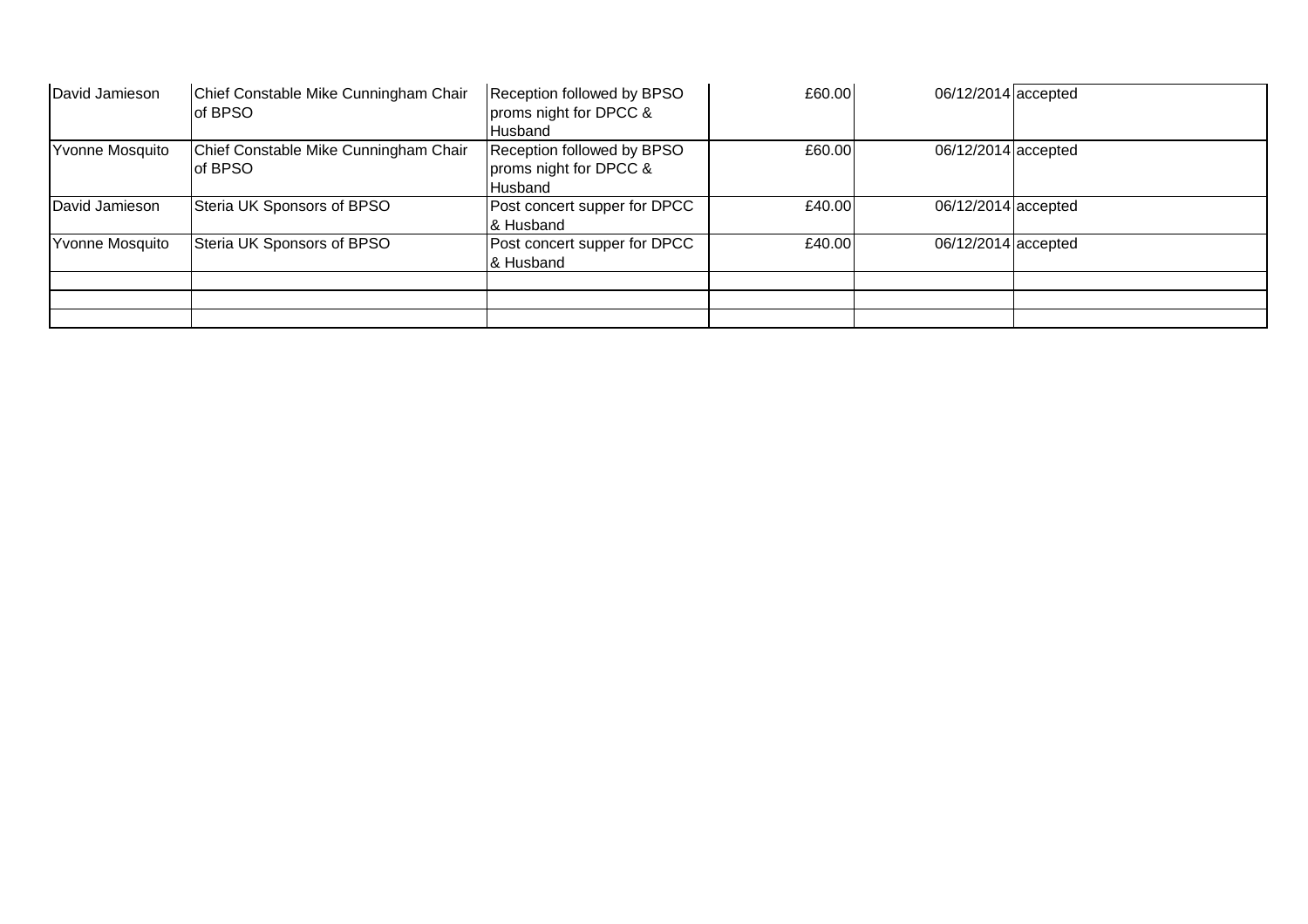| | | | | | |
|---|---|---|---|---|---|
| David Jamieson | Chief Constable Mike Cunningham Chair of BPSO | Reception followed by BPSO proms night for DPCC & Husband | £60.00 | 06/12/2014 | accepted |
| Yvonne Mosquito | Chief Constable Mike Cunningham Chair of BPSO | Reception followed by BPSO proms night for DPCC & Husband | £60.00 | 06/12/2014 | accepted |
| David Jamieson | Steria UK Sponsors of BPSO | Post concert supper for DPCC & Husband | £40.00 | 06/12/2014 | accepted |
| Yvonne Mosquito | Steria UK Sponsors of BPSO | Post concert supper for DPCC & Husband | £40.00 | 06/12/2014 | accepted |
| | | | | | |
| | | | | | |
| | | | | | |